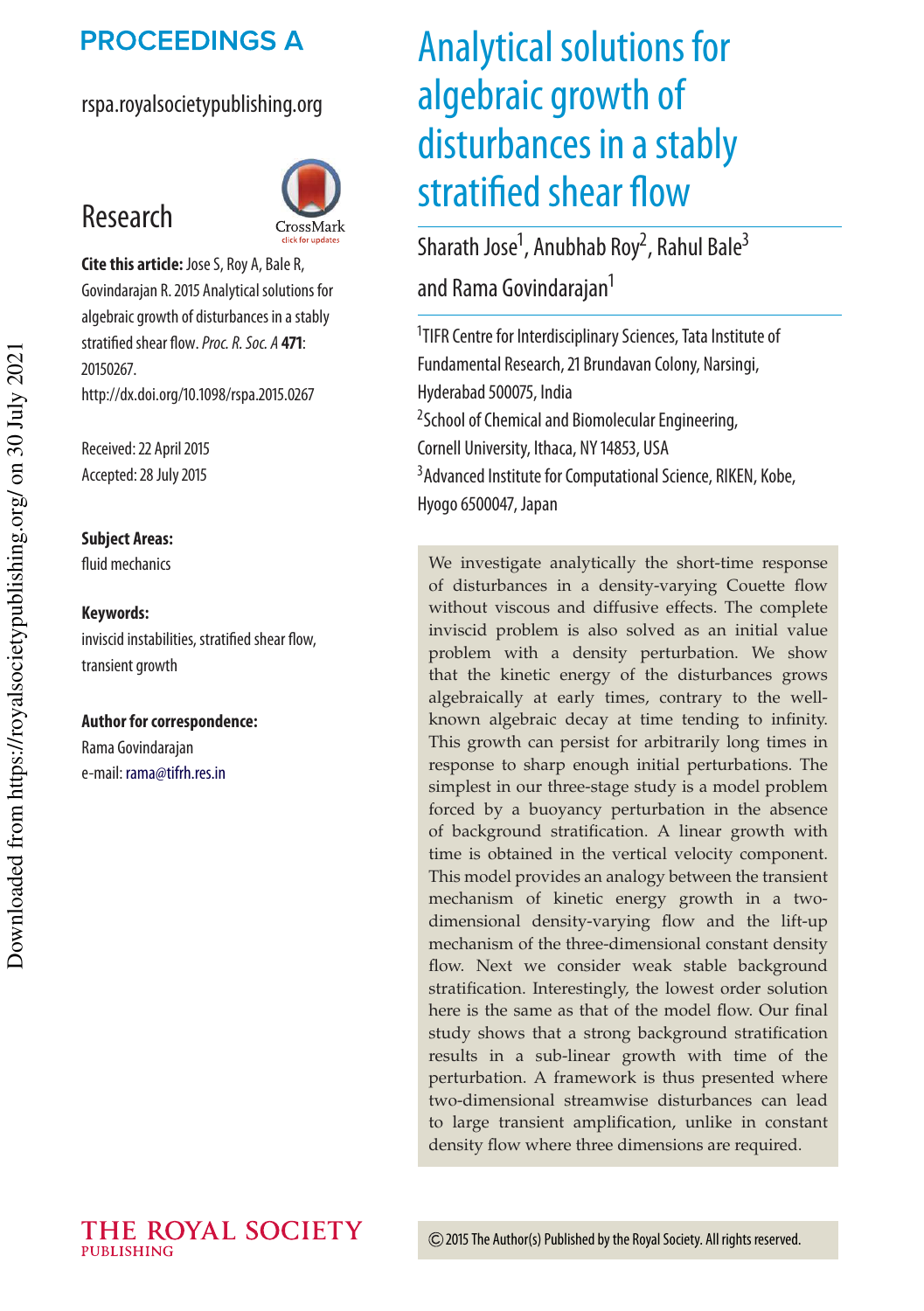# Analytical solutions for algebraic growth of disturbances in a stably stratified shear flow

Sharath Jose[1], Anubhab Roy[2], Rahul Bale[3] and Rama Govindarajan[1]

[1]TIFR Centre for Interdisciplinary Sciences, Tata Institute of Fundamental Research, 21 Brundavan Colony, Narsingi, Hyderabad 500075, India

[2]School of Chemical and Biomolecular Engineering, Cornell University, Ithaca, NY 14853, USA

[3]Advanced Institute for Computational Science, RIKEN, Kobe, Hyogo 6500047, Japan

PROCEEDINGS A

rspa.royalsocietypublishing.org

Research

**Cite this article:** Jose S, Roy A, Bale R, Govindarajan R. 2015 Analytical solutions for algebraic growth of disturbances in a stably stratified shear flow. *Proc. R. Soc. A* **471**: 20150267. http://dx.doi.org/10.1098/rspa.2015.0267

Received: 22 April 2015

Accepted: 28 July 2015

**Subject Areas:**

fluid mechanics

**Keywords:**

inviscid instabilities, stratified shear flow, transient growth

**Author for correspondence:**

Rama Govindarajan

e-mail: rama@tifrh.res.in

We investigate analytically the short-time response of disturbances in a density-varying Couette flow without viscous and diffusive effects. The complete inviscid problem is also solved as an initial value problem with a density perturbation. We show that the kinetic energy of the disturbances grows algebraically at early times, contrary to the well-known algebraic decay at time tending to infinity. This growth can persist for arbitrarily long times in response to sharp enough initial perturbations. The simplest in our three-stage study is a model problem forced by a buoyancy perturbation in the absence of background stratification. A linear growth with time is obtained in the vertical velocity component. This model provides an analogy between the transient mechanism of kinetic energy growth in a two-dimensional density-varying flow and the lift-up mechanism of the three-dimensional constant density flow. Next we consider weak stable background stratification. Interestingly, the lowest order solution here is the same as that of the model flow. Our final study shows that a strong background stratification results in a sub-linear growth with time of the perturbation. A framework is thus presented where two-dimensional streamwise disturbances can lead to large transient amplification, unlike in constant density flow where three dimensions are required.

© 2015 The Author(s) Published by the Royal Society. All rights reserved.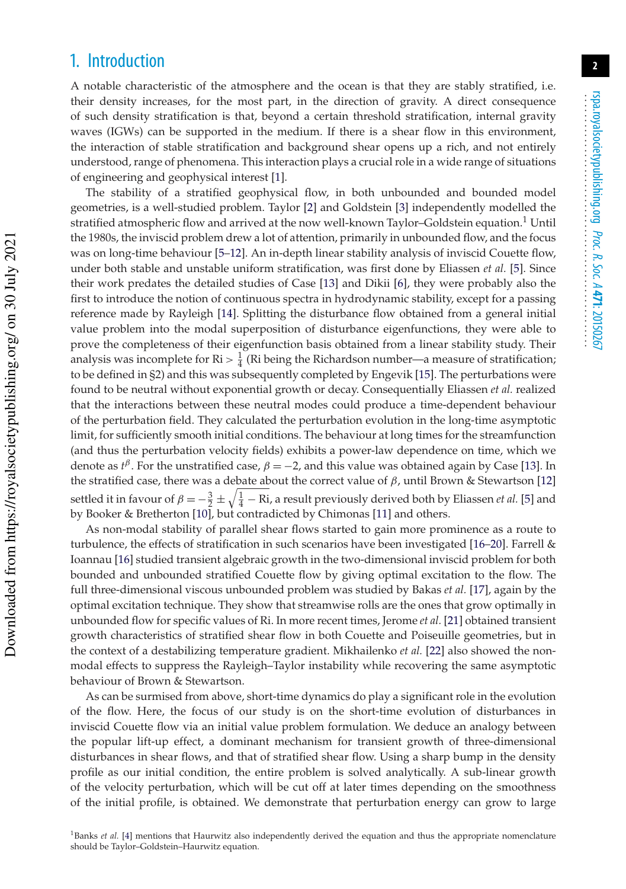## 1. Introduction

A notable characteristic of the atmosphere and the ocean is that they are stably stratified, i.e. their density increases, for the most part, in the direction of gravity. A direct consequence of such density stratification is that, beyond a certain threshold stratification, internal gravity waves (IGWs) can be supported in the medium. If there is a shear flow in this environment, the interaction of stable stratification and background shear opens up a rich, and not entirely understood, range of phenomena. This interaction plays a crucial role in a wide range of situations of engineering and geophysical interest [1].

The stability of a stratified geophysical flow, in both unbounded and bounded model geometries, is a well-studied problem. Taylor [2] and Goldstein [3] independently modelled the stratified atmospheric flow and arrived at the now well-known Taylor–Goldstein equation.[1] Until the 1980s, the inviscid problem drew a lot of attention, primarily in unbounded flow, and the focus was on long-time behaviour [5–12]. An in-depth linear stability analysis of inviscid Couette flow, under both stable and unstable uniform stratification, was first done by Eliassen *et al.* [5]. Since their work predates the detailed studies of Case [13] and Dikii [6], they were probably also the first to introduce the notion of continuous spectra in hydrodynamic stability, except for a passing reference made by Rayleigh [14]. Splitting the disturbance flow obtained from a general initial value problem into the modal superposition of disturbance eigenfunctions, they were able to prove the completeness of their eigenfunction basis obtained from a linear stability study. Their analysis was incomplete for $\mathrm{Ri} > \frac{1}{4}$ (Ri being the Richardson number—a measure of stratification; to be defined in §2) and this was subsequently completed by Engevik [15]. The perturbations were found to be neutral without exponential growth or decay. Consequentially Eliassen *et al.* realized that the interactions between these neutral modes could produce a time-dependent behaviour of the perturbation field. They calculated the perturbation evolution in the long-time asymptotic limit, for sufficiently smooth initial conditions. The behaviour at long times for the streamfunction (and thus the perturbation velocity fields) exhibits a power-law dependence on time, which we denote as $t^{\beta}$. For the unstratified case, $\beta = -2$, and this value was obtained again by Case [13]. In the stratified case, there was a debate about the correct value of $\beta$, until Brown & Stewartson [12] settled it in favour of $\beta = -\frac{3}{2} \pm \sqrt{\frac{1}{4} - \mathrm{Ri}}$, a result previously derived both by Eliassen *et al.* [5] and by Booker & Bretherton [10], but contradicted by Chimonas [11] and others.

As non-modal stability of parallel shear flows started to gain more prominence as a route to turbulence, the effects of stratification in such scenarios have been investigated [16–20]. Farrell & Ioannau [16] studied transient algebraic growth in the two-dimensional inviscid problem for both bounded and unbounded stratified Couette flow by giving optimal excitation to the flow. The full three-dimensional viscous unbounded problem was studied by Bakas *et al.* [17], again by the optimal excitation technique. They show that streamwise rolls are the ones that grow optimally in unbounded flow for specific values of Ri. In more recent times, Jerome *et al.* [21] obtained transient growth characteristics of stratified shear flow in both Couette and Poiseuille geometries, but in the context of a destabilizing temperature gradient. Mikhailenko *et al.* [22] also showed the non-modal effects to suppress the Rayleigh–Taylor instability while recovering the same asymptotic behaviour of Brown & Stewartson.

As can be surmised from above, short-time dynamics do play a significant role in the evolution of the flow. Here, the focus of our study is on the short-time evolution of disturbances in inviscid Couette flow via an initial value problem formulation. We deduce an analogy between the popular lift-up effect, a dominant mechanism for transient growth of three-dimensional disturbances in shear flows, and that of stratified shear flow. Using a sharp bump in the density profile as our initial condition, the entire problem is solved analytically. A sub-linear growth of the velocity perturbation, which will be cut off at later times depending on the smoothness of the initial profile, is obtained. We demonstrate that perturbation energy can grow to large

[1] Banks *et al.* [4] mentions that Haurwitz also independently derived the equation and thus the appropriate nomenclature should be Taylor–Goldstein–Haurwitz equation.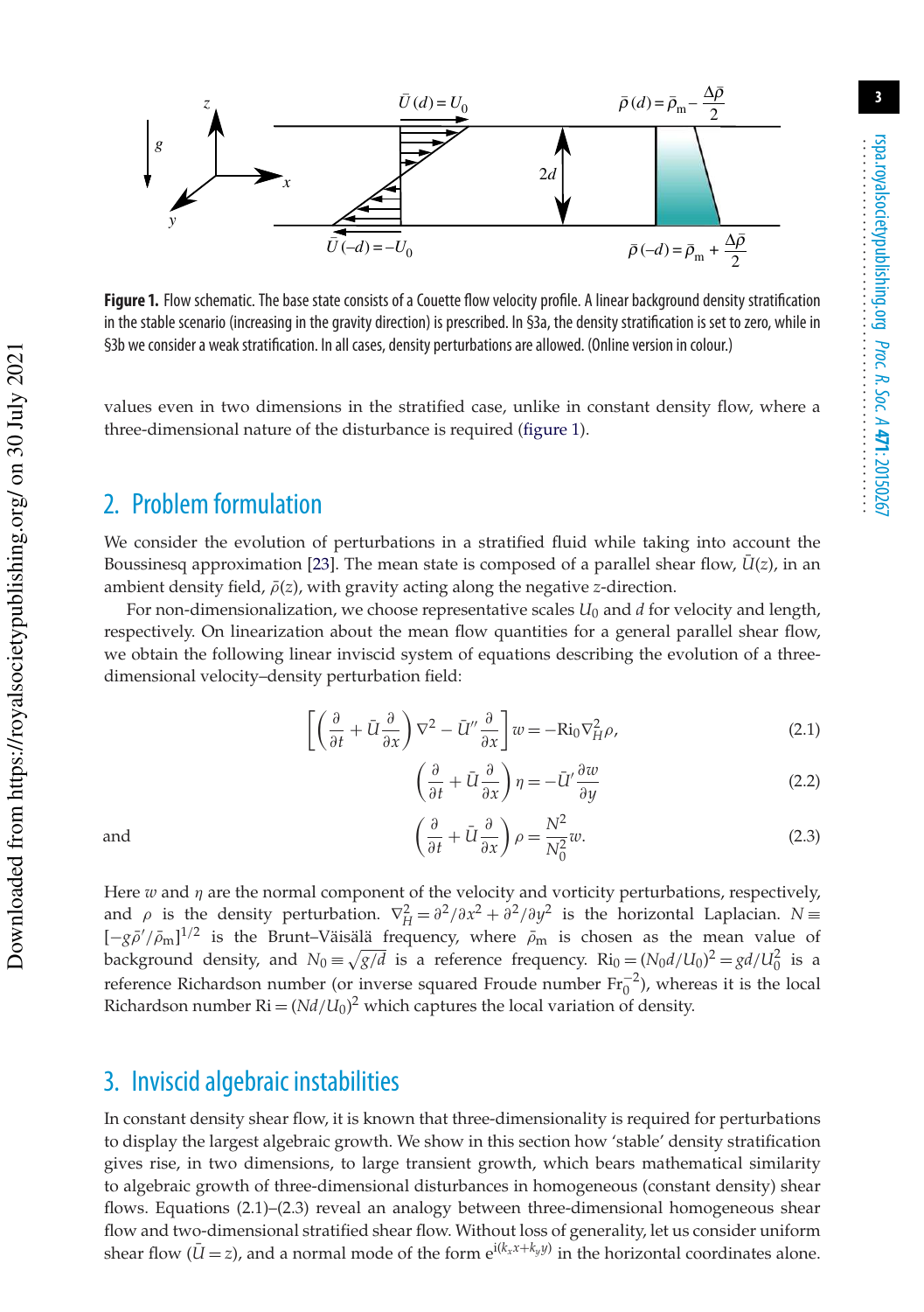**Figure 1.** Flow schematic. The base state consists of a Couette flow velocity profile. A linear background density stratification in the stable scenario (increasing in the gravity direction) is prescribed. In §3a, the density stratification is set to zero, while in §3b we consider a weak stratification. In all cases, density perturbations are allowed. (Online version in colour.)

values even in two dimensions in the stratified case, unlike in constant density flow, where a three-dimensional nature of the disturbance is required (figure 1).

## 2. Problem formulation

We consider the evolution of perturbations in a stratified fluid while taking into account the Boussinesq approximation [23]. The mean state is composed of a parallel shear flow, $\bar{U}(z)$, in an ambient density field, $\bar{\rho}(z)$, with gravity acting along the negative $z$-direction.

For non-dimensionalization, we choose representative scales $U_0$ and $d$ for velocity and length, respectively. On linearization about the mean flow quantities for a general parallel shear flow, we obtain the following linear inviscid system of equations describing the evolution of a three-dimensional velocity–density perturbation field:

$$\left[\left(\frac{\partial}{\partial t}+\bar{U}\frac{\partial}{\partial x}\right)\nabla^2-\bar{U}''\frac{\partial}{\partial x}\right]w=-\mathrm{Ri}_0\nabla_H^2\rho, \tag{2.1}$$

$$\left(\frac{\partial}{\partial t}+\bar{U}\frac{\partial}{\partial x}\right)\eta=-\bar{U}'\frac{\partial w}{\partial y} \tag{2.2}$$

and

$$\left(\frac{\partial}{\partial t}+\bar{U}\frac{\partial}{\partial x}\right)\rho=\frac{N^2}{N_0^2}w. \tag{2.3}$$

Here $w$ and $\eta$ are the normal component of the velocity and vorticity perturbations, respectively, and $\rho$ is the density perturbation. $\nabla_H^2=\partial^2/\partial x^2+\partial^2/\partial y^2$ is the horizontal Laplacian. $N\equiv[-g\bar{\rho}'/\bar{\rho}_\mathrm{m}]^{1/2}$ is the Brunt–Väisälä frequency, where $\bar{\rho}_\mathrm{m}$ is chosen as the mean value of background density, and $N_0\equiv\sqrt{g/d}$ is a reference frequency. $\mathrm{Ri}_0=(N_0d/U_0)^2=gd/U_0^2$ is a reference Richardson number (or inverse squared Froude number $\mathrm{Fr}_0^{-2}$), whereas it is the local Richardson number $\mathrm{Ri}=(Nd/U_0)^2$ which captures the local variation of density.

## 3. Inviscid algebraic instabilities

In constant density shear flow, it is known that three-dimensionality is required for perturbations to display the largest algebraic growth. We show in this section how 'stable' density stratification gives rise, in two dimensions, to large transient growth, which bears mathematical similarity to algebraic growth of three-dimensional disturbances in homogeneous (constant density) shear flows. Equations (2.1)–(2.3) reveal an analogy between three-dimensional homogeneous shear flow and two-dimensional stratified shear flow. Without loss of generality, let us consider uniform shear flow ($\bar{U}=z$), and a normal mode of the form $\mathrm{e}^{\mathrm{i}(k_xx+k_yy)}$ in the horizontal coordinates alone.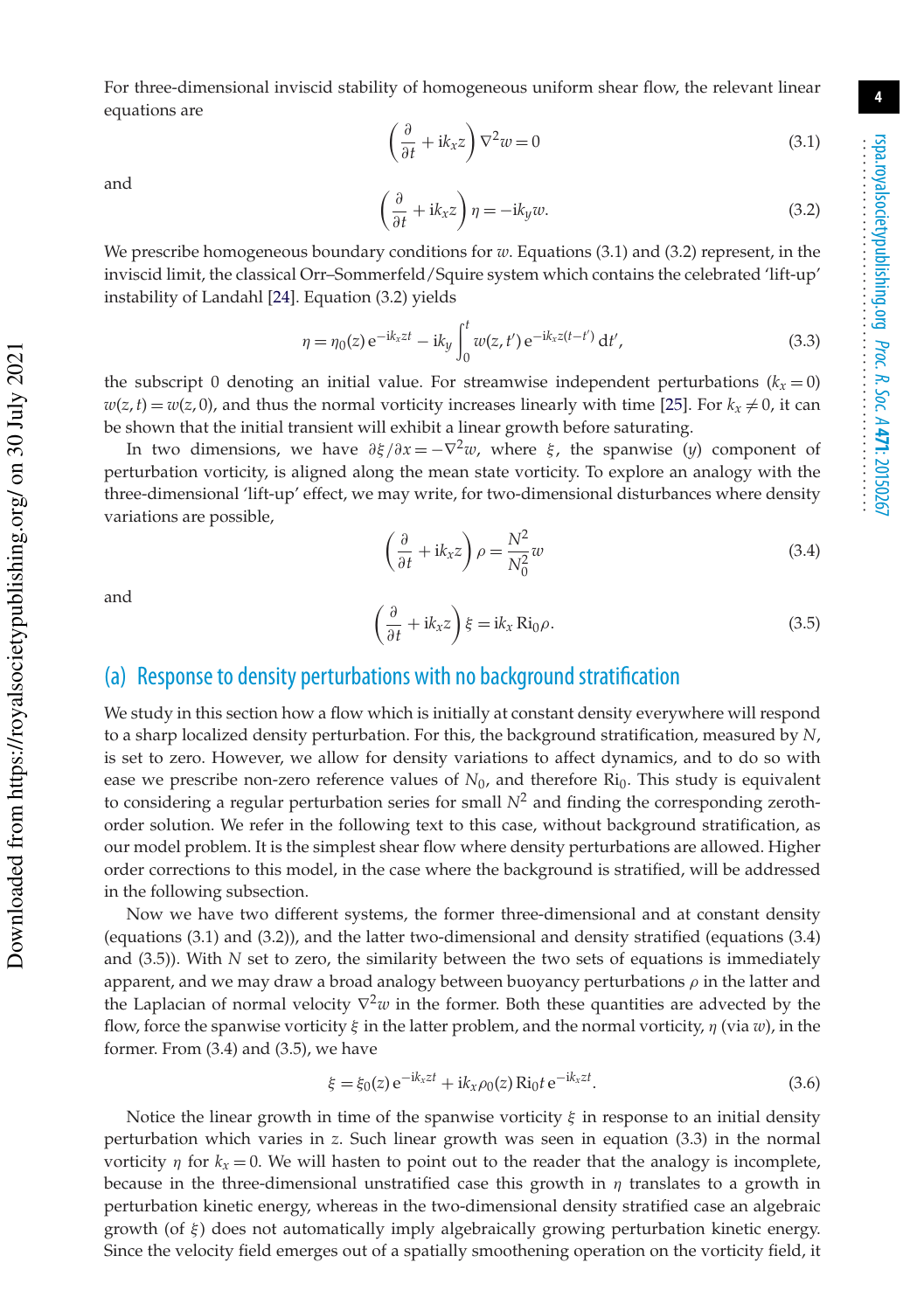For three-dimensional inviscid stability of homogeneous uniform shear flow, the relevant linear equations are

$$\left(\frac{\partial}{\partial t} + \mathrm{i}k_x z\right) \nabla^2 w = 0 \tag{3.1}$$

and

$$\left(\frac{\partial}{\partial t} + \mathrm{i}k_x z\right) \eta = -\mathrm{i}k_y w. \tag{3.2}$$

We prescribe homogeneous boundary conditions for $w$. Equations (3.1) and (3.2) represent, in the inviscid limit, the classical Orr–Sommerfeld/Squire system which contains the celebrated 'lift-up' instability of Landahl [24]. Equation (3.2) yields

$$\eta = \eta_0(z)\,\mathrm{e}^{-\mathrm{i}k_x z t} - \mathrm{i}k_y \int_0^t w(z,t')\,\mathrm{e}^{-\mathrm{i}k_x z(t-t')}\,\mathrm{d}t', \tag{3.3}$$

the subscript 0 denoting an initial value. For streamwise independent perturbations ($k_x = 0$) $w(z,t) = w(z,0)$, and thus the normal vorticity increases linearly with time [25]. For $k_x \neq 0$, it can be shown that the initial transient will exhibit a linear growth before saturating.

In two dimensions, we have $\partial \xi/\partial x = -\nabla^2 w$, where $\xi$, the spanwise ($y$) component of perturbation vorticity, is aligned along the mean state vorticity. To explore an analogy with the three-dimensional 'lift-up' effect, we may write, for two-dimensional disturbances where density variations are possible,

$$\left(\frac{\partial}{\partial t} + \mathrm{i}k_x z\right) \rho = \frac{N^2}{N_0^2} w \tag{3.4}$$

and

$$\left(\frac{\partial}{\partial t} + \mathrm{i}k_x z\right) \xi = \mathrm{i}k_x\,\mathrm{Ri}_0 \rho. \tag{3.5}$$

## (a) Response to density perturbations with no background stratification

We study in this section how a flow which is initially at constant density everywhere will respond to a sharp localized density perturbation. For this, the background stratification, measured by $N$, is set to zero. However, we allow for density variations to affect dynamics, and to do so with ease we prescribe non-zero reference values of $N_0$, and therefore $\mathrm{Ri}_0$. This study is equivalent to considering a regular perturbation series for small $N^2$ and finding the corresponding zeroth-order solution. We refer in the following text to this case, without background stratification, as our model problem. It is the simplest shear flow where density perturbations are allowed. Higher order corrections to this model, in the case where the background is stratified, will be addressed in the following subsection.

Now we have two different systems, the former three-dimensional and at constant density (equations (3.1) and (3.2)), and the latter two-dimensional and density stratified (equations (3.4) and (3.5)). With $N$ set to zero, the similarity between the two sets of equations is immediately apparent, and we may draw a broad analogy between buoyancy perturbations $\rho$ in the latter and the Laplacian of normal velocity $\nabla^2 w$ in the former. Both these quantities are advected by the flow, force the spanwise vorticity $\xi$ in the latter problem, and the normal vorticity, $\eta$ (via $w$), in the former. From (3.4) and (3.5), we have

$$\xi = \xi_0(z)\,\mathrm{e}^{-\mathrm{i}k_x z t} + \mathrm{i}k_x \rho_0(z)\,\mathrm{Ri}_0 t\,\mathrm{e}^{-\mathrm{i}k_x z t}. \tag{3.6}$$

Notice the linear growth in time of the spanwise vorticity $\xi$ in response to an initial density perturbation which varies in $z$. Such linear growth was seen in equation (3.3) in the normal vorticity $\eta$ for $k_x = 0$. We will hasten to point out to the reader that the analogy is incomplete, because in the three-dimensional unstratified case this growth in $\eta$ translates to a growth in perturbation kinetic energy, whereas in the two-dimensional density stratified case an algebraic growth (of $\xi$) does not automatically imply algebraically growing perturbation kinetic energy. Since the velocity field emerges out of a spatially smoothening operation on the vorticity field, it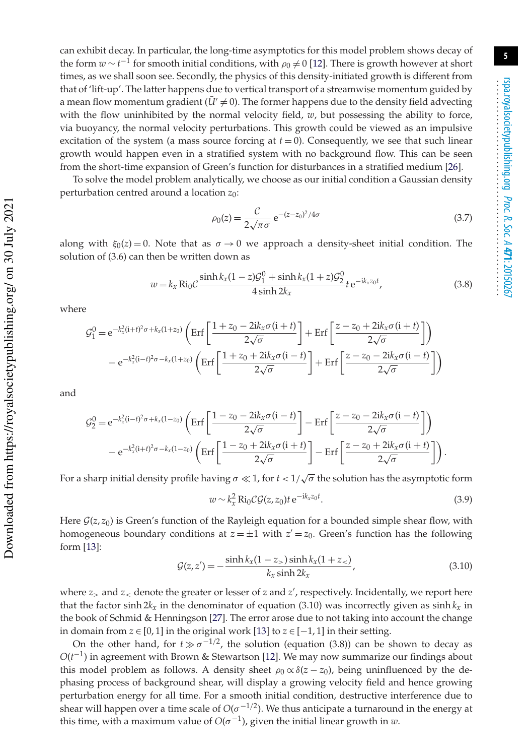can exhibit decay. In particular, the long-time asymptotics for this model problem shows decay of the form $w \sim t^{-1}$ for smooth initial conditions, with $\rho_0 \neq 0$ [12]. There is growth however at short times, as we shall soon see. Secondly, the physics of this density-initiated growth is different from that of 'lift-up'. The latter happens due to vertical transport of a streamwise momentum guided by a mean flow momentum gradient ($\bar{U}' \neq 0$). The former happens due to the density field advecting with the flow uninhibited by the normal velocity field, $w$, but possessing the ability to force, via buoyancy, the normal velocity perturbations. This growth could be viewed as an impulsive excitation of the system (a mass source forcing at $t=0$). Consequently, we see that such linear growth would happen even in a stratified system with no background flow. This can be seen from the short-time expansion of Green's function for disturbances in a stratified medium [26].

To solve the model problem analytically, we choose as our initial condition a Gaussian density perturbation centred around a location $z_0$:

$$\rho_0(z) = \frac{\mathcal{C}}{2\sqrt{\pi\sigma}}\, \mathrm{e}^{-(z-z_0)^2/4\sigma} \tag{3.7}$$

along with $\xi_0(z)=0$. Note that as $\sigma \to 0$ we approach a density-sheet initial condition. The solution of (3.6) can then be written down as

$$w = k_x\, \mathrm{Ri}_0 \mathcal{C} \frac{\sinh k_x(1-z)\mathcal{G}_1^0 + \sinh k_x(1+z)\mathcal{G}_2^0}{4\sinh 2k_x}\, t\, \mathrm{e}^{-\mathrm{i}k_x z_0 t}, \tag{3.8}$$

where

$$\begin{aligned}
\mathcal{G}_1^0 = {} & \mathrm{e}^{-k_x^2(\mathrm{i}+t)^2\sigma + k_x(1+z_0)} \left( \mathrm{Erf}\left[\frac{1+z_0-2\mathrm{i}k_x\sigma(\mathrm{i}+t)}{2\sqrt{\sigma}}\right] + \mathrm{Erf}\left[\frac{z-z_0+2\mathrm{i}k_x\sigma(\mathrm{i}+t)}{2\sqrt{\sigma}}\right]\right) \\
& - \mathrm{e}^{-k_x^2(\mathrm{i}-t)^2\sigma - k_x(1+z_0)} \left( \mathrm{Erf}\left[\frac{1+z_0+2\mathrm{i}k_x\sigma(\mathrm{i}-t)}{2\sqrt{\sigma}}\right] + \mathrm{Erf}\left[\frac{z-z_0-2\mathrm{i}k_x\sigma(\mathrm{i}-t)}{2\sqrt{\sigma}}\right]\right)
\end{aligned}$$

and

$$\begin{aligned}
\mathcal{G}_2^0 = {} & \mathrm{e}^{-k_x^2(\mathrm{i}-t)^2\sigma + k_x(1-z_0)} \left( \mathrm{Erf}\left[\frac{1-z_0-2\mathrm{i}k_x\sigma(\mathrm{i}-t)}{2\sqrt{\sigma}}\right] - \mathrm{Erf}\left[\frac{z-z_0-2\mathrm{i}k_x\sigma(\mathrm{i}-t)}{2\sqrt{\sigma}}\right]\right) \\
& - \mathrm{e}^{-k_x^2(\mathrm{i}+t)^2\sigma - k_x(1-z_0)} \left( \mathrm{Erf}\left[\frac{1-z_0+2\mathrm{i}k_x\sigma(\mathrm{i}+t)}{2\sqrt{\sigma}}\right] - \mathrm{Erf}\left[\frac{z-z_0+2\mathrm{i}k_x\sigma(\mathrm{i}+t)}{2\sqrt{\sigma}}\right]\right).
\end{aligned}$$

For a sharp initial density profile having $\sigma \ll 1$, for $t < 1/\sqrt{\sigma}$ the solution has the asymptotic form

$$w \sim k_x^2\, \mathrm{Ri}_0 \mathcal{C}\mathcal{G}(z,z_0)\, t\, \mathrm{e}^{-\mathrm{i}k_x z_0 t}. \tag{3.9}$$

Here $\mathcal{G}(z,z_0)$ is Green's function of the Rayleigh equation for a bounded simple shear flow, with homogeneous boundary conditions at $z=\pm 1$ with $z'=z_0$. Green's function has the following form [13]:

$$\mathcal{G}(z,z') = -\frac{\sinh k_x(1-z_>)\sinh k_x(1+z_<)}{k_x \sinh 2k_x}, \tag{3.10}$$

where $z_>$ and $z_<$ denote the greater or lesser of $z$ and $z'$, respectively. Incidentally, we report here that the factor $\sinh 2k_x$ in the denominator of equation (3.10) was incorrectly given as $\sinh k_x$ in the book of Schmid & Henningson [27]. The error arose due to not taking into account the change in domain from $z \in [0,1]$ in the original work [13] to $z \in [-1,1]$ in their setting.

On the other hand, for $t \gg \sigma^{-1/2}$, the solution (equation (3.8)) can be shown to decay as $O(t^{-1})$ in agreement with Brown & Stewartson [12]. We may now summarize our findings about this model problem as follows. A density sheet $\rho_0 \propto \delta(z-z_0)$, being uninfluenced by the dephasing process of background shear, will display a growing velocity field and hence growing perturbation energy for all time. For a smooth initial condition, destructive interference due to shear will happen over a time scale of $O(\sigma^{-1/2})$. We thus anticipate a turnaround in the energy at this time, with a maximum value of $O(\sigma^{-1})$, given the initial linear growth in $w$.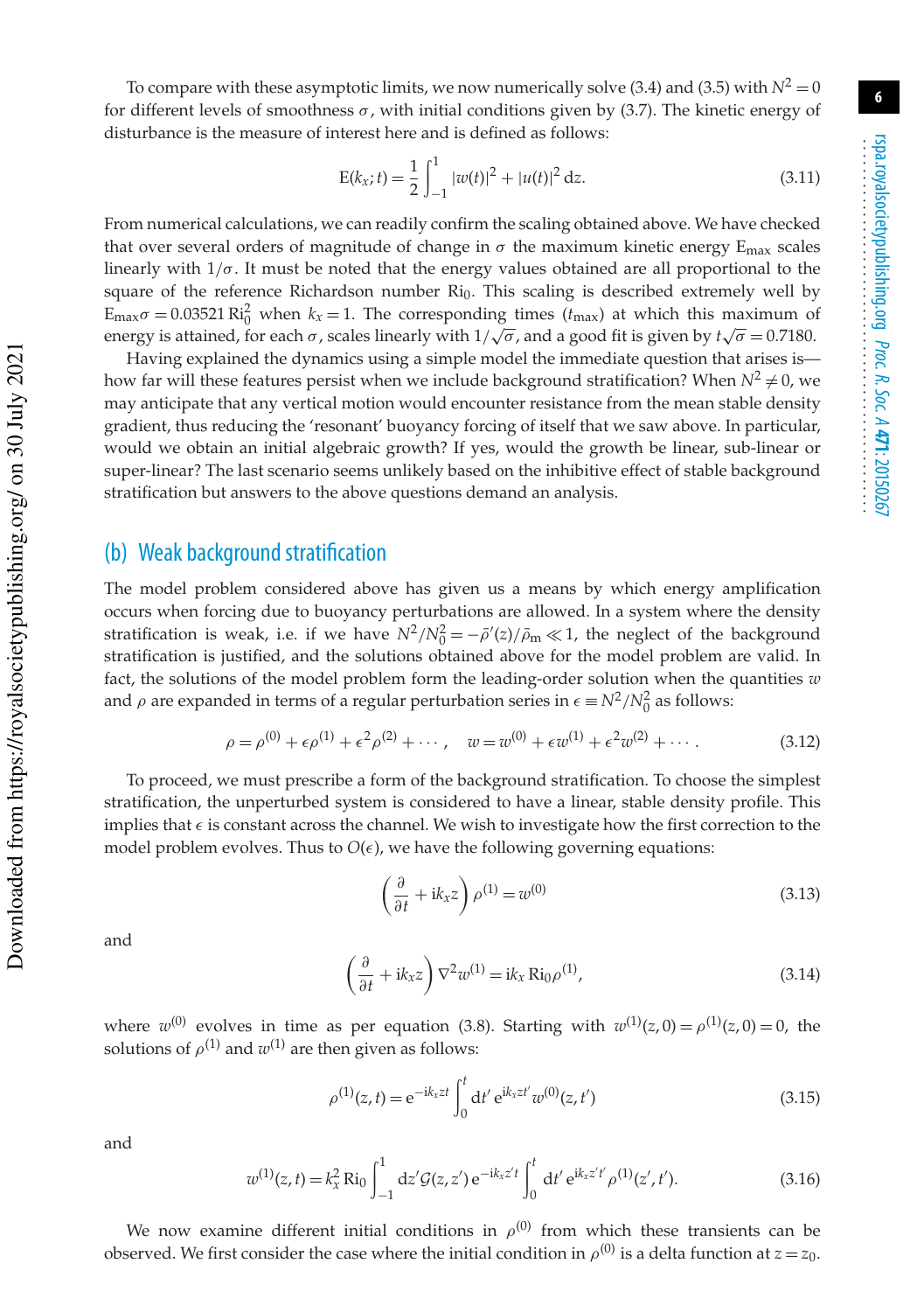To compare with these asymptotic limits, we now numerically solve (3.4) and (3.5) with $N^2 = 0$ for different levels of smoothness $\sigma$, with initial conditions given by (3.7). The kinetic energy of disturbance is the measure of interest here and is defined as follows:

$$\mathrm{E}(k_x; t) = \frac{1}{2}\int_{-1}^{1} |w(t)|^2 + |u(t)|^2 \,\mathrm{d}z. \tag{3.11}$$

From numerical calculations, we can readily confirm the scaling obtained above. We have checked that over several orders of magnitude of change in $\sigma$ the maximum kinetic energy $\mathrm{E}_{\max}$ scales linearly with $1/\sigma$. It must be noted that the energy values obtained are all proportional to the square of the reference Richardson number $\mathrm{Ri}_0$. This scaling is described extremely well by $\mathrm{E}_{\max}\sigma = 0.03521\,\mathrm{Ri}_0^2$ when $k_x = 1$. The corresponding times ($t_{\max}$) at which this maximum of energy is attained, for each $\sigma$, scales linearly with $1/\sqrt{\sigma}$, and a good fit is given by $t\sqrt{\sigma} = 0.7180$.

Having explained the dynamics using a simple model the immediate question that arises is—how far will these features persist when we include background stratification? When $N^2 \neq 0$, we may anticipate that any vertical motion would encounter resistance from the mean stable density gradient, thus reducing the 'resonant' buoyancy forcing of itself that we saw above. In particular, would we obtain an initial algebraic growth? If yes, would the growth be linear, sub-linear or super-linear? The last scenario seems unlikely based on the inhibitive effect of stable background stratification but answers to the above questions demand an analysis.

## (b) Weak background stratification

The model problem considered above has given us a means by which energy amplification occurs when forcing due to buoyancy perturbations are allowed. In a system where the density stratification is weak, i.e. if we have $N^2/N_0^2 = -\bar{\rho}'(z)/\bar{\rho}_{\mathrm{m}} \ll 1$, the neglect of the background stratification is justified, and the solutions obtained above for the model problem are valid. In fact, the solutions of the model problem form the leading-order solution when the quantities $w$ and $\rho$ are expanded in terms of a regular perturbation series in $\epsilon \equiv N^2/N_0^2$ as follows:

$$\rho = \rho^{(0)} + \epsilon\rho^{(1)} + \epsilon^2\rho^{(2)} + \cdots, \quad w = w^{(0)} + \epsilon w^{(1)} + \epsilon^2 w^{(2)} + \cdots. \tag{3.12}$$

To proceed, we must prescribe a form of the background stratification. To choose the simplest stratification, the unperturbed system is considered to have a linear, stable density profile. This implies that $\epsilon$ is constant across the channel. We wish to investigate how the first correction to the model problem evolves. Thus to $O(\epsilon)$, we have the following governing equations:

$$\left(\frac{\partial}{\partial t} + \mathrm{i}k_x z\right)\rho^{(1)} = w^{(0)} \tag{3.13}$$

and

$$\left(\frac{\partial}{\partial t} + \mathrm{i}k_x z\right)\nabla^2 w^{(1)} = \mathrm{i}k_x\,\mathrm{Ri}_0\,\rho^{(1)}, \tag{3.14}$$

where $w^{(0)}$ evolves in time as per equation (3.8). Starting with $w^{(1)}(z,0) = \rho^{(1)}(z,0) = 0$, the solutions of $\rho^{(1)}$ and $w^{(1)}$ are then given as follows:

$$\rho^{(1)}(z,t) = \mathrm{e}^{-\mathrm{i}k_x z t}\int_0^t \mathrm{d}t'\,\mathrm{e}^{\mathrm{i}k_x z t'} w^{(0)}(z,t') \tag{3.15}$$

and

$$w^{(1)}(z,t) = k_x^2\,\mathrm{Ri}_0 \int_{-1}^{1} \mathrm{d}z'\,\mathcal{G}(z,z')\,\mathrm{e}^{-\mathrm{i}k_x z' t}\int_0^t \mathrm{d}t'\,\mathrm{e}^{\mathrm{i}k_x z' t'}\rho^{(1)}(z',t'). \tag{3.16}$$

We now examine different initial conditions in $\rho^{(0)}$ from which these transients can be observed. We first consider the case where the initial condition in $\rho^{(0)}$ is a delta function at $z = z_0$.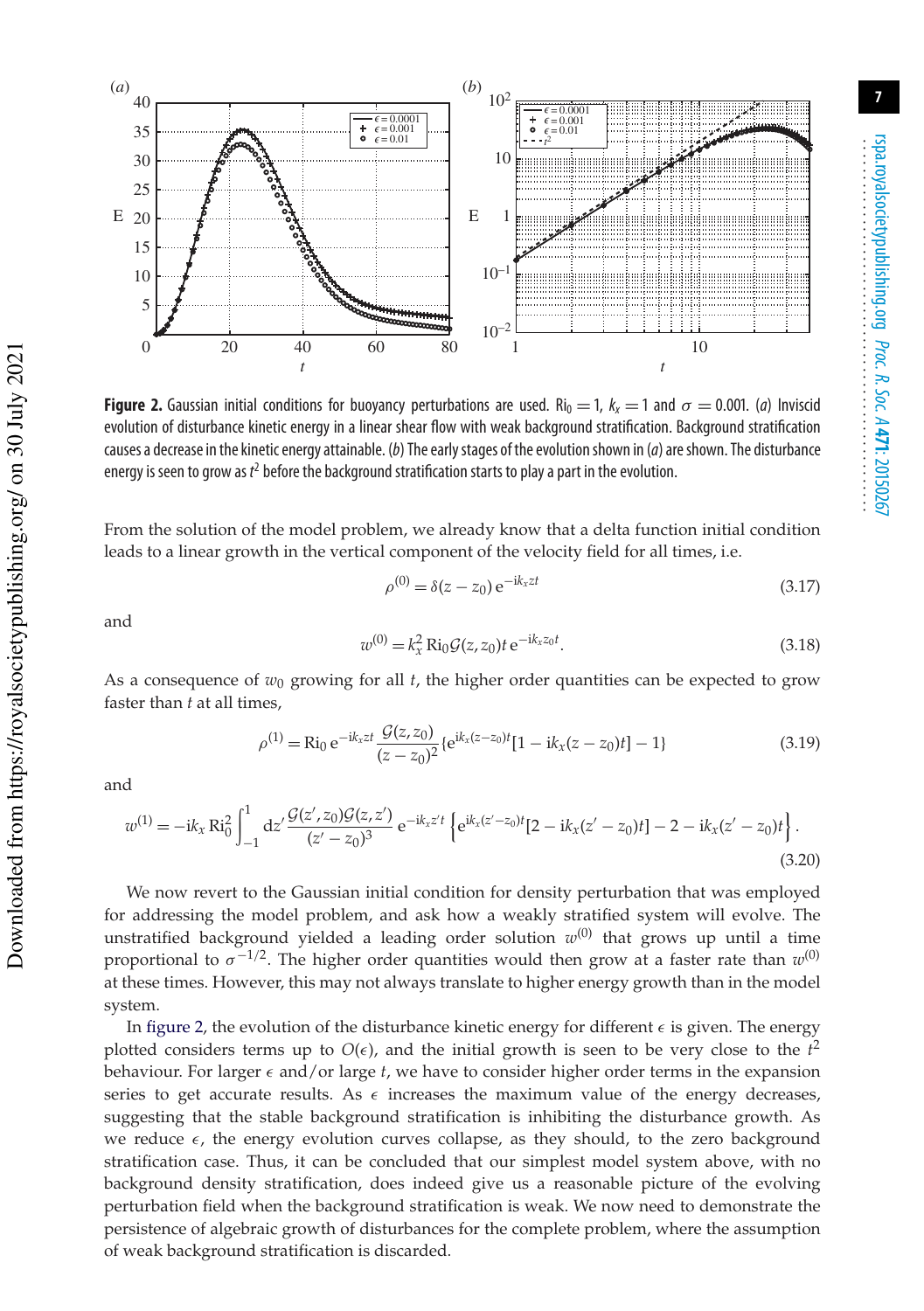**Figure 2.** Gaussian initial conditions for buoyancy perturbations are used. $\mathrm{Ri}_0 = 1$, $k_x = 1$ and $\sigma = 0.001$. (*a*) Inviscid evolution of disturbance kinetic energy in a linear shear flow with weak background stratification. Background stratification causes a decrease in the kinetic energy attainable. (*b*) The early stages of the evolution shown in (*a*) are shown. The disturbance energy is seen to grow as $t^2$ before the background stratification starts to play a part in the evolution.

From the solution of the model problem, we already know that a delta function initial condition leads to a linear growth in the vertical component of the velocity field for all times, i.e.

$$\rho^{(0)} = \delta(z - z_0)\,\mathrm{e}^{-\mathrm{i}k_x z t} \tag{3.17}$$

and

$$w^{(0)} = k_x^2\,\mathrm{Ri}_0\,\mathcal{G}(z, z_0)\,t\,\mathrm{e}^{-\mathrm{i}k_x z_0 t}. \tag{3.18}$$

As a consequence of $w_0$ growing for all $t$, the higher order quantities can be expected to grow faster than $t$ at all times,

$$\rho^{(1)} = \mathrm{Ri}_0\,\mathrm{e}^{-\mathrm{i}k_x z t}\,\frac{\mathcal{G}(z, z_0)}{(z - z_0)^2}\{\mathrm{e}^{\mathrm{i}k_x(z - z_0)t}[1 - \mathrm{i}k_x(z - z_0)t] - 1\} \tag{3.19}$$

and

$$w^{(1)} = -\mathrm{i}k_x\,\mathrm{Ri}_0^2 \int_{-1}^{1} \mathrm{d}z'\,\frac{\mathcal{G}(z', z_0)\mathcal{G}(z, z')}{(z' - z_0)^3}\,\mathrm{e}^{-\mathrm{i}k_x z' t}\left\{\mathrm{e}^{\mathrm{i}k_x(z' - z_0)t}[2 - \mathrm{i}k_x(z' - z_0)t] - 2 - \mathrm{i}k_x(z' - z_0)t\right\}. \tag{3.20}$$

We now revert to the Gaussian initial condition for density perturbation that was employed for addressing the model problem, and ask how a weakly stratified system will evolve. The unstratified background yielded a leading order solution $w^{(0)}$ that grows up until a time proportional to $\sigma^{-1/2}$. The higher order quantities would then grow at a faster rate than $w^{(0)}$ at these times. However, this may not always translate to higher energy growth than in the model system.

In figure 2, the evolution of the disturbance kinetic energy for different $\epsilon$ is given. The energy plotted considers terms up to $O(\epsilon)$, and the initial growth is seen to be very close to the $t^2$ behaviour. For larger $\epsilon$ and/or large $t$, we have to consider higher order terms in the expansion series to get accurate results. As $\epsilon$ increases the maximum value of the energy decreases, suggesting that the stable background stratification is inhibiting the disturbance growth. As we reduce $\epsilon$, the energy evolution curves collapse, as they should, to the zero background stratification case. Thus, it can be concluded that our simplest model system above, with no background density stratification, does indeed give us a reasonable picture of the evolving perturbation field when the background stratification is weak. We now need to demonstrate the persistence of algebraic growth of disturbances for the complete problem, where the assumption of weak background stratification is discarded.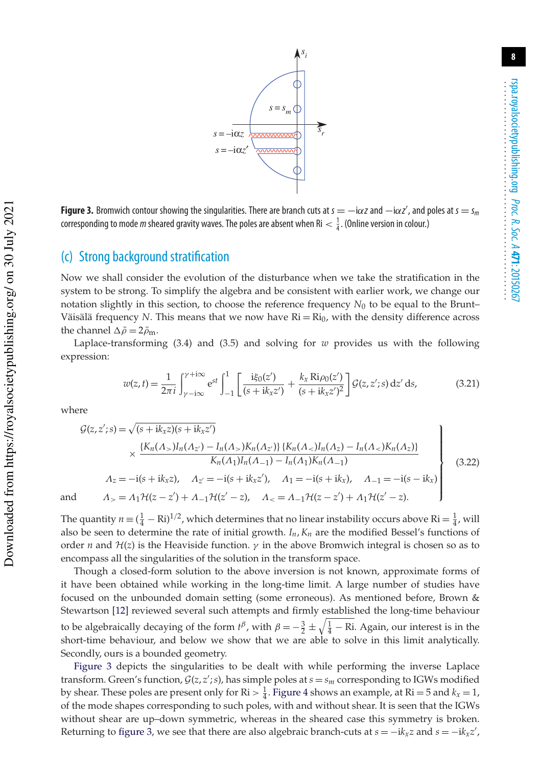Figure 3. Bromwich contour showing the singularities. There are branch cuts at $s = -\mathrm{i}\alpha z$ and $-\mathrm{i}\alpha z'$, and poles at $s = s_m$ corresponding to mode $m$ sheared gravity waves. The poles are absent when $\mathrm{Ri} < \frac{1}{4}$. (Online version in colour.)

## (c) Strong background stratification

Now we shall consider the evolution of the disturbance when we take the stratification in the system to be strong. To simplify the algebra and be consistent with earlier work, we change our notation slightly in this section, to choose the reference frequency $N_0$ to be equal to the Brunt–Väisälä frequency $N$. This means that we now have $\mathrm{Ri} = \mathrm{Ri}_0$, with the density difference across the channel $\Delta\bar{\rho} = 2\bar{\rho}_\mathrm{m}$.

Laplace-transforming (3.4) and (3.5) and solving for $w$ provides us with the following expression:

$$w(z,t) = \frac{1}{2\pi i}\int_{\gamma-\mathrm{i}\infty}^{\gamma+\mathrm{i}\infty} \mathrm{e}^{st}\int_{-1}^{1}\left[\frac{\mathrm{i}\xi_0(z')}{(s+\mathrm{i}k_x z')} + \frac{k_x\,\mathrm{Ri}\,\rho_0(z')}{(s+\mathrm{i}k_x z')^2}\right]\mathcal{G}(z,z';s)\,\mathrm{d}z'\,\mathrm{d}s, \tag{3.21}$$

where

$$\left.\begin{aligned}
\mathcal{G}(z,z';s) &= \sqrt{(s+\mathrm{i}k_x z)(s+\mathrm{i}k_x z')}\\
&\quad\times\frac{\{K_n(\Lambda_>)I_n(\Lambda_{z'}) - I_n(\Lambda_>)K_n(\Lambda_{z'})\}\,\{K_n(\Lambda_<)I_n(\Lambda_z) - I_n(\Lambda_<)K_n(\Lambda_z)\}}{K_n(\Lambda_1)I_n(\Lambda_{-1}) - I_n(\Lambda_1)K_n(\Lambda_{-1})}\\
\Lambda_z &= -\mathrm{i}(s+\mathrm{i}k_x z),\quad \Lambda_{z'} = -\mathrm{i}(s+\mathrm{i}k_x z'),\quad \Lambda_1 = -\mathrm{i}(s+\mathrm{i}k_x),\quad \Lambda_{-1} = -\mathrm{i}(s-\mathrm{i}k_x)\\
\text{and}\qquad \Lambda_> &= \Lambda_1\mathcal{H}(z-z') + \Lambda_{-1}\mathcal{H}(z'-z),\quad \Lambda_< = \Lambda_{-1}\mathcal{H}(z-z') + \Lambda_1\mathcal{H}(z'-z).
\end{aligned}\right\} \tag{3.22}$$

The quantity $n \equiv (\frac{1}{4} - \mathrm{Ri})^{1/2}$, which determines that no linear instability occurs above $\mathrm{Ri} = \frac{1}{4}$, will also be seen to determine the rate of initial growth. $I_n, K_n$ are the modified Bessel's functions of order $n$ and $\mathcal{H}(z)$ is the Heaviside function. $\gamma$ in the above Bromwich integral is chosen so as to encompass all the singularities of the solution in the transform space.

Though a closed-form solution to the above inversion is not known, approximate forms of it have been obtained while working in the long-time limit. A large number of studies have focused on the unbounded domain setting (some erroneous). As mentioned before, Brown & Stewartson [12] reviewed several such attempts and firmly established the long-time behaviour to be algebraically decaying of the form $t^\beta$, with $\beta = -\frac{3}{2} \pm \sqrt{\frac{1}{4} - \mathrm{Ri}}$. Again, our interest is in the short-time behaviour, and below we show that we are able to solve in this limit analytically. Secondly, ours is a bounded geometry.

Figure 3 depicts the singularities to be dealt with while performing the inverse Laplace transform. Green's function, $\mathcal{G}(z,z';s)$, has simple poles at $s = s_m$ corresponding to IGWs modified by shear. These poles are present only for $\mathrm{Ri} > \frac{1}{4}$. Figure 4 shows an example, at $\mathrm{Ri} = 5$ and $k_x = 1$, of the mode shapes corresponding to such poles, with and without shear. It is seen that the IGWs without shear are up–down symmetric, whereas in the sheared case this symmetry is broken. Returning to figure 3, we see that there are also algebraic branch-cuts at $s = -\mathrm{i}k_x z$ and $s = -\mathrm{i}k_x z'$,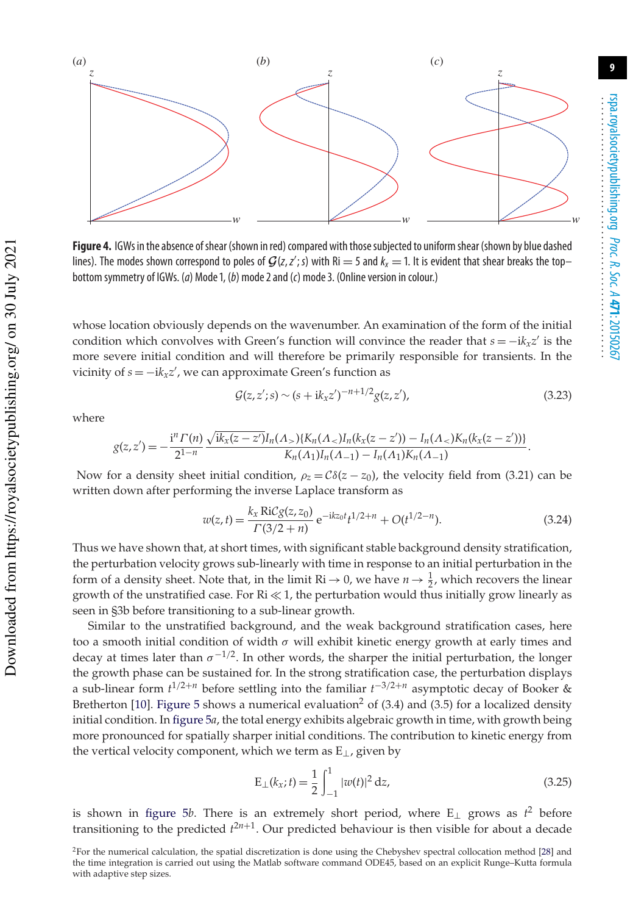**Figure 4.** IGWs in the absence of shear (shown in red) compared with those subjected to uniform shear (shown by blue dashed lines). The modes shown correspond to poles of $\mathcal{G}(z, z'; s)$ with Ri = 5 and $k_x = 1$. It is evident that shear breaks the top–bottom symmetry of IGWs. (*a*) Mode 1, (*b*) mode 2 and (*c*) mode 3. (Online version in colour.)

whose location obviously depends on the wavenumber. An examination of the form of the initial condition which convolves with Green's function will convince the reader that $s = -\mathrm{i}k_x z'$ is the more severe initial condition and will therefore be primarily responsible for transients. In the vicinity of $s = -\mathrm{i}k_x z'$, we can approximate Green's function as

$$\mathcal{G}(z, z'; s) \sim (s + \mathrm{i}k_x z')^{-n+1/2} g(z, z'), \tag{3.23}$$

where

$$g(z, z') = -\frac{\mathrm{i}^n \Gamma(n)}{2^{1-n}} \frac{\sqrt{\mathrm{i}k_x(z - z')} I_n(\Lambda_>)\{K_n(\Lambda_<) I_n(k_x(z - z')) - I_n(\Lambda_<) K_n(k_x(z - z'))\}}{K_n(\Lambda_1) I_n(\Lambda_{-1}) - I_n(\Lambda_1) K_n(\Lambda_{-1})}.$$

Now for a density sheet initial condition, $\rho_z = \mathcal{C}\delta(z - z_0)$, the velocity field from (3.21) can be written down after performing the inverse Laplace transform as

$$w(z, t) = \frac{k_x \,\mathrm{Ri}\, \mathcal{C} g(z, z_0)}{\Gamma(3/2 + n)} \mathrm{e}^{-\mathrm{i}kz_0 t} t^{1/2+n} + O(t^{1/2-n}). \tag{3.24}$$

Thus we have shown that, at short times, with significant stable background density stratification, the perturbation velocity grows sub-linearly with time in response to an initial perturbation in the form of a density sheet. Note that, in the limit $\mathrm{Ri} \to 0$, we have $n \to \frac{1}{2}$, which recovers the linear growth of the unstratified case. For $\mathrm{Ri} \ll 1$, the perturbation would thus initially grow linearly as seen in §3b before transitioning to a sub-linear growth.

Similar to the unstratified background, and the weak background stratification cases, here too a smooth initial condition of width $\sigma$ will exhibit kinetic energy growth at early times and decay at times later than $\sigma^{-1/2}$. In other words, the sharper the initial perturbation, the longer the growth phase can be sustained for. In the strong stratification case, the perturbation displays a sub-linear form $t^{1/2+n}$ before settling into the familiar $t^{-3/2+n}$ asymptotic decay of Booker & Bretherton [10]. Figure 5 shows a numerical evaluation[2] of (3.4) and (3.5) for a localized density initial condition. In figure 5*a*, the total energy exhibits algebraic growth in time, with growth being more pronounced for spatially sharper initial conditions. The contribution to kinetic energy from the vertical velocity component, which we term as $\mathrm{E}_\perp$, given by

$$\mathrm{E}_\perp(k_x; t) = \frac{1}{2} \int_{-1}^{1} |w(t)|^2 \, \mathrm{d}z, \tag{3.25}$$

is shown in figure 5*b*. There is an extremely short period, where $\mathrm{E}_\perp$ grows as $t^2$ before transitioning to the predicted $t^{2n+1}$. Our predicted behaviour is then visible for about a decade

[2]For the numerical calculation, the spatial discretization is done using the Chebyshev spectral collocation method [28] and the time integration is carried out using the Matlab software command ODE45, based on an explicit Runge–Kutta formula with adaptive step sizes.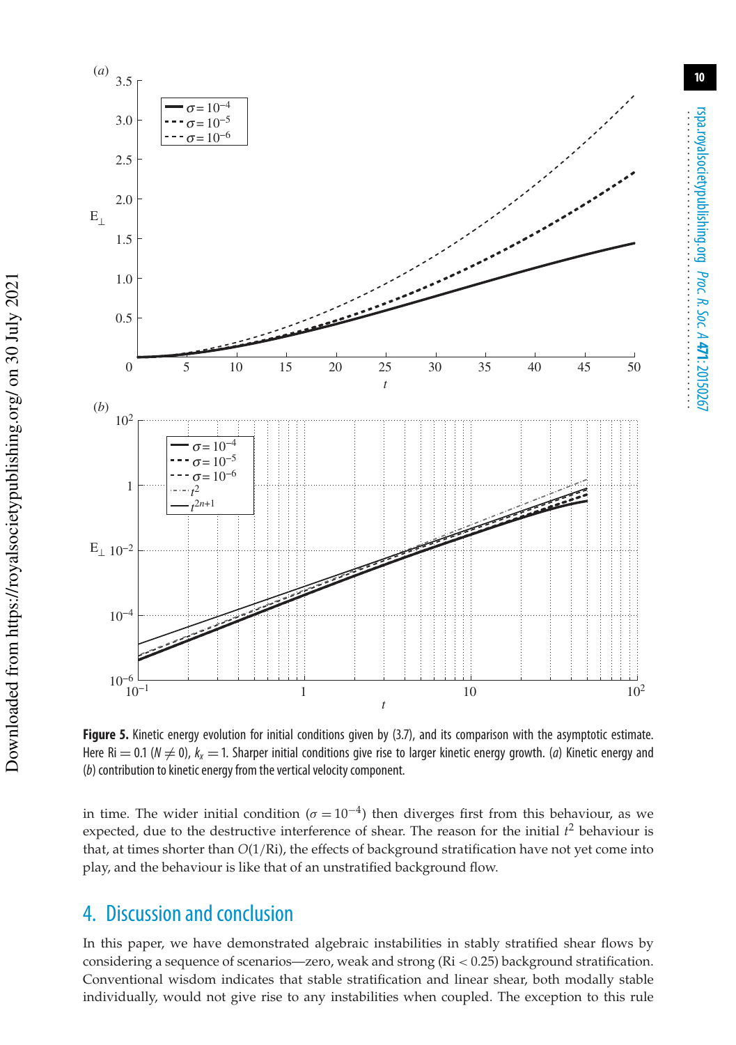**Figure 5.** Kinetic energy evolution for initial conditions given by (3.7), and its comparison with the asymptotic estimate. Here Ri = 0.1 ($N \neq 0$), $k_x = 1$. Sharper initial conditions give rise to larger kinetic energy growth. (*a*) Kinetic energy and (*b*) contribution to kinetic energy from the vertical velocity component.

in time. The wider initial condition ($\sigma = 10^{-4}$) then diverges first from this behaviour, as we expected, due to the destructive interference of shear. The reason for the initial $t^2$ behaviour is that, at times shorter than $O(1/\mathrm{Ri})$, the effects of background stratification have not yet come into play, and the behaviour is like that of an unstratified background flow.

## 4. Discussion and conclusion

In this paper, we have demonstrated algebraic instabilities in stably stratified shear flows by considering a sequence of scenarios—zero, weak and strong (Ri < 0.25) background stratification. Conventional wisdom indicates that stable stratification and linear shear, both modally stable individually, would not give rise to any instabilities when coupled. The exception to this rule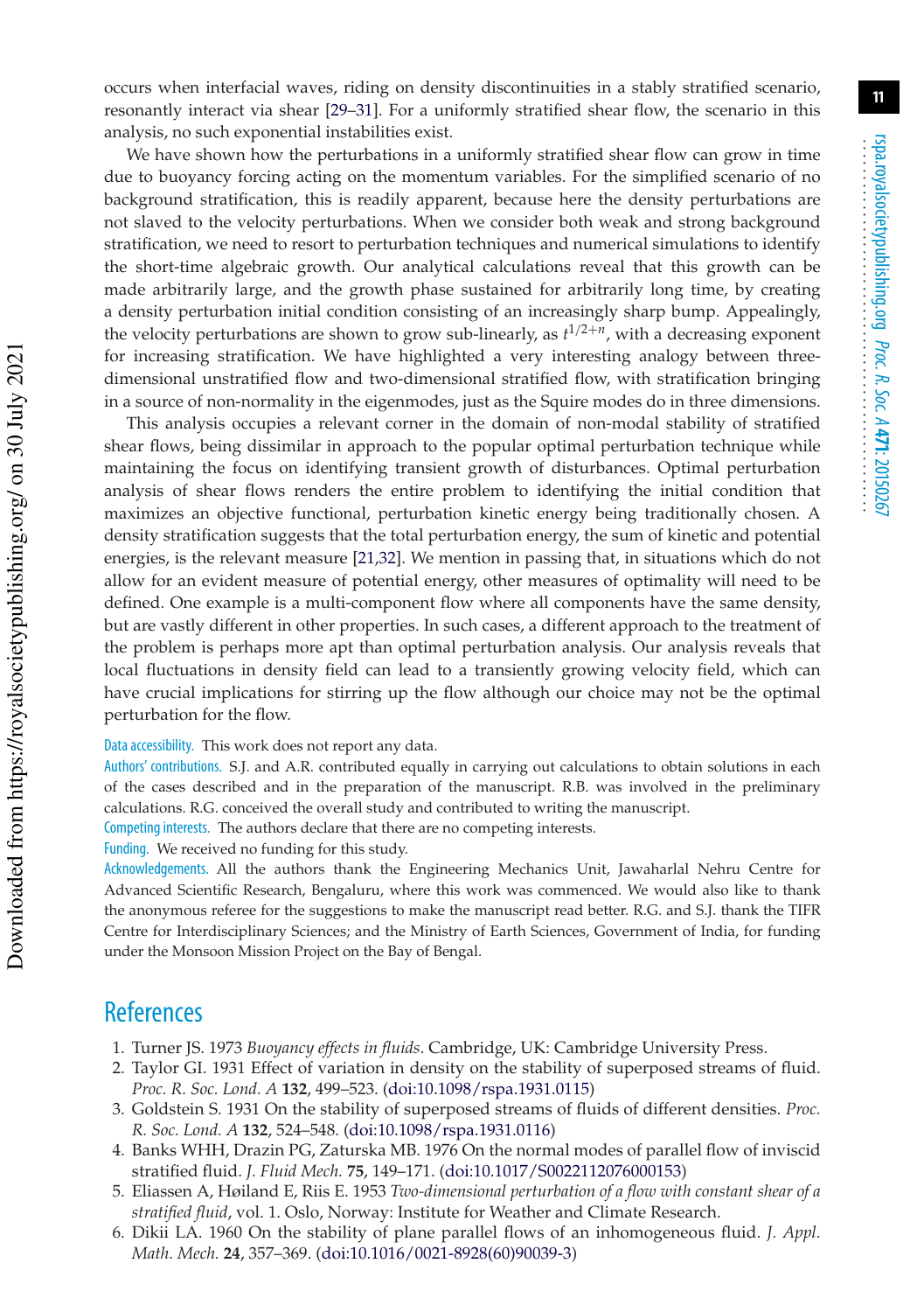occurs when interfacial waves, riding on density discontinuities in a stably stratified scenario, resonantly interact via shear [29–31]. For a uniformly stratified shear flow, the scenario in this analysis, no such exponential instabilities exist.

We have shown how the perturbations in a uniformly stratified shear flow can grow in time due to buoyancy forcing acting on the momentum variables. For the simplified scenario of no background stratification, this is readily apparent, because here the density perturbations are not slaved to the velocity perturbations. When we consider both weak and strong background stratification, we need to resort to perturbation techniques and numerical simulations to identify the short-time algebraic growth. Our analytical calculations reveal that this growth can be made arbitrarily large, and the growth phase sustained for arbitrarily long time, by creating a density perturbation initial condition consisting of an increasingly sharp bump. Appealingly, the velocity perturbations are shown to grow sub-linearly, as $t^{1/2+n}$, with a decreasing exponent for increasing stratification. We have highlighted a very interesting analogy between three-dimensional unstratified flow and two-dimensional stratified flow, with stratification bringing in a source of non-normality in the eigenmodes, just as the Squire modes do in three dimensions.

This analysis occupies a relevant corner in the domain of non-modal stability of stratified shear flows, being dissimilar in approach to the popular optimal perturbation technique while maintaining the focus on identifying transient growth of disturbances. Optimal perturbation analysis of shear flows renders the entire problem to identifying the initial condition that maximizes an objective functional, perturbation kinetic energy being traditionally chosen. A density stratification suggests that the total perturbation energy, the sum of kinetic and potential energies, is the relevant measure [21,32]. We mention in passing that, in situations which do not allow for an evident measure of potential energy, other measures of optimality will need to be defined. One example is a multi-component flow where all components have the same density, but are vastly different in other properties. In such cases, a different approach to the treatment of the problem is perhaps more apt than optimal perturbation analysis. Our analysis reveals that local fluctuations in density field can lead to a transiently growing velocity field, which can have crucial implications for stirring up the flow although our choice may not be the optimal perturbation for the flow.

Data accessibility. This work does not report any data.

Authors' contributions. S.J. and A.R. contributed equally in carrying out calculations to obtain solutions in each of the cases described and in the preparation of the manuscript. R.B. was involved in the preliminary calculations. R.G. conceived the overall study and contributed to writing the manuscript.

Competing interests. The authors declare that there are no competing interests.

Funding. We received no funding for this study.

Acknowledgements. All the authors thank the Engineering Mechanics Unit, Jawaharlal Nehru Centre for Advanced Scientific Research, Bengaluru, where this work was commenced. We would also like to thank the anonymous referee for the suggestions to make the manuscript read better. R.G. and S.J. thank the TIFR Centre for Interdisciplinary Sciences; and the Ministry of Earth Sciences, Government of India, for funding under the Monsoon Mission Project on the Bay of Bengal.

# References

1. Turner JS. 1973 *Buoyancy effects in fluids*. Cambridge, UK: Cambridge University Press.
2. Taylor GI. 1931 Effect of variation in density on the stability of superposed streams of fluid. *Proc. R. Soc. Lond. A* **132**, 499–523. (doi:10.1098/rspa.1931.0115)
3. Goldstein S. 1931 On the stability of superposed streams of fluids of different densities. *Proc. R. Soc. Lond. A* **132**, 524–548. (doi:10.1098/rspa.1931.0116)
4. Banks WHH, Drazin PG, Zaturska MB. 1976 On the normal modes of parallel flow of inviscid stratified fluid. *J. Fluid Mech.* **75**, 149–171. (doi:10.1017/S0022112076000153)
5. Eliassen A, Høiland E, Riis E. 1953 *Two-dimensional perturbation of a flow with constant shear of a stratified fluid*, vol. 1. Oslo, Norway: Institute for Weather and Climate Research.
6. Dikii LA. 1960 On the stability of plane parallel flows of an inhomogeneous fluid. *J. Appl. Math. Mech.* **24**, 357–369. (doi:10.1016/0021-8928(60)90039-3)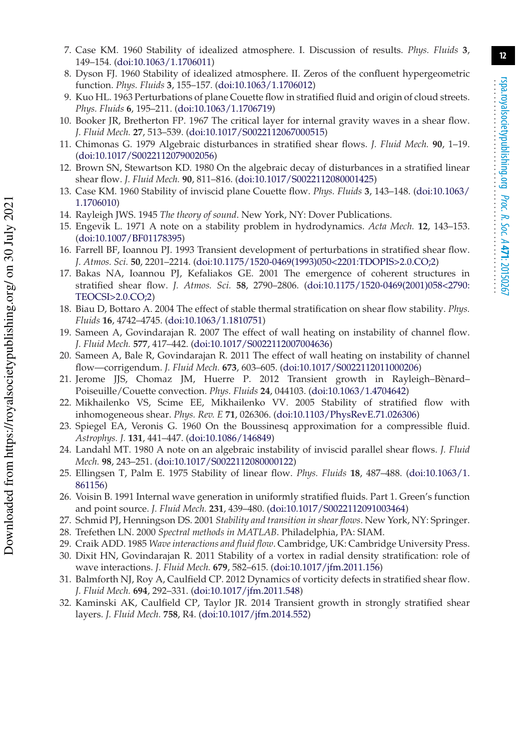7. Case KM. 1960 Stability of idealized atmosphere. I. Discussion of results. *Phys. Fluids* **3**, 149–154. (doi:10.1063/1.1706011)
8. Dyson FJ. 1960 Stability of idealized atmosphere. II. Zeros of the confluent hypergeometric function. *Phys. Fluids* **3**, 155–157. (doi:10.1063/1.1706012)
9. Kuo HL. 1963 Perturbations of plane Couette flow in stratified fluid and origin of cloud streets. *Phys. Fluids* **6**, 195–211. (doi:10.1063/1.1706719)
10. Booker JR, Bretherton FP. 1967 The critical layer for internal gravity waves in a shear flow. *J. Fluid Mech.* **27**, 513–539. (doi:10.1017/S0022112067000515)
11. Chimonas G. 1979 Algebraic disturbances in stratified shear flows. *J. Fluid Mech.* **90**, 1–19. (doi:10.1017/S0022112079002056)
12. Brown SN, Stewartson KD. 1980 On the algebraic decay of disturbances in a stratified linear shear flow. *J. Fluid Mech.* **90**, 811–816. (doi:10.1017/S0022112080001425)
13. Case KM. 1960 Stability of inviscid plane Couette flow. *Phys. Fluids* **3**, 143–148. (doi:10.1063/1.1706010)
14. Rayleigh JWS. 1945 *The theory of sound*. New York, NY: Dover Publications.
15. Engevik L. 1971 A note on a stability problem in hydrodynamics. *Acta Mech.* **12**, 143–153. (doi:10.1007/BF01178395)
16. Farrell BF, Ioannou PJ. 1993 Transient development of perturbations in stratified shear flow. *J. Atmos. Sci.* **50**, 2201–2214. (doi:10.1175/1520-0469(1993)050<2201:TDOPIS>2.0.CO;2)
17. Bakas NA, Ioannou PJ, Kefaliakos GE. 2001 The emergence of coherent structures in stratified shear flow. *J. Atmos. Sci.* **58**, 2790–2806. (doi:10.1175/1520-0469(2001)058<2790:TEOCSI>2.0.CO;2)
18. Biau D, Bottaro A. 2004 The effect of stable thermal stratification on shear flow stability. *Phys. Fluids* **16**, 4742–4745. (doi:10.1063/1.1810751)
19. Sameen A, Govindarajan R. 2007 The effect of wall heating on instability of channel flow. *J. Fluid Mech.* **577**, 417–442. (doi:10.1017/S0022112007004636)
20. Sameen A, Bale R, Govindarajan R. 2011 The effect of wall heating on instability of channel flow—corrigendum. *J. Fluid Mech.* **673**, 603–605. (doi:10.1017/S0022112011000206)
21. Jerome JJS, Chomaz JM, Huerre P. 2012 Transient growth in Rayleigh–Bènard–Poiseuille/Couette convection. *Phys. Fluids* **24**, 044103. (doi:10.1063/1.4704642)
22. Mikhailenko VS, Scime EE, Mikhailenko VV. 2005 Stability of stratified flow with inhomogeneous shear. *Phys. Rev. E* **71**, 026306. (doi:10.1103/PhysRevE.71.026306)
23. Spiegel EA, Veronis G. 1960 On the Boussinesq approximation for a compressible fluid. *Astrophys. J.* **131**, 441–447. (doi:10.1086/146849)
24. Landahl MT. 1980 A note on an algebraic instability of inviscid parallel shear flows. *J. Fluid Mech.* **98**, 243–251. (doi:10.1017/S0022112080000122)
25. Ellingsen T, Palm E. 1975 Stability of linear flow. *Phys. Fluids* **18**, 487–488. (doi:10.1063/1.861156)
26. Voisin B. 1991 Internal wave generation in uniformly stratified fluids. Part 1. Green's function and point source. *J. Fluid Mech.* **231**, 439–480. (doi:10.1017/S0022112091003464)
27. Schmid PJ, Henningson DS. 2001 *Stability and transition in shear flows*. New York, NY: Springer.
28. Trefethen LN. 2000 *Spectral methods in MATLAB*. Philadelphia, PA: SIAM.
29. Craik ADD. 1985 *Wave interactions and fluid flow*. Cambridge, UK: Cambridge University Press.
30. Dixit HN, Govindarajan R. 2011 Stability of a vortex in radial density stratification: role of wave interactions. *J. Fluid Mech.* **679**, 582–615. (doi:10.1017/jfm.2011.156)
31. Balmforth NJ, Roy A, Caulfield CP. 2012 Dynamics of vorticity defects in stratified shear flow. *J. Fluid Mech.* **694**, 292–331. (doi:10.1017/jfm.2011.548)
32. Kaminski AK, Caulfield CP, Taylor JR. 2014 Transient growth in strongly stratified shear layers. *J. Fluid Mech.* **758**, R4. (doi:10.1017/jfm.2014.552)